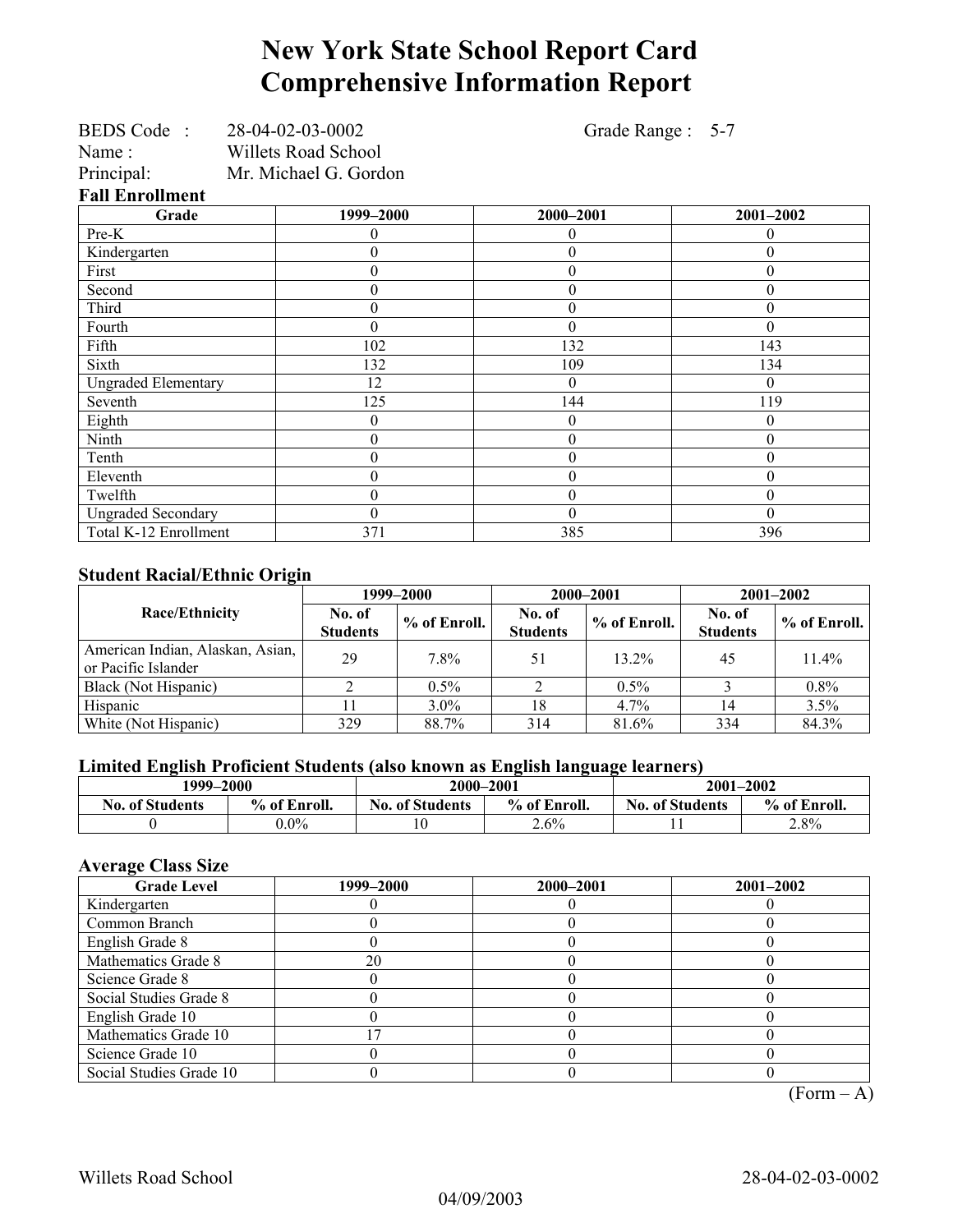# New York State School Report Card
# Comprehensive Information Report

BEDS Code : 28-04-02-03-0002 Grade Range : 5-7
Name : Willets Road School
Principal: Mr. Michael G. Gordon

### Fall Enrollment

| Grade | 1999–2000 | 2000–2001 | 2001–2002 |
|---|---|---|---|
| Pre-K | 0 | 0 | 0 |
| Kindergarten | 0 | 0 | 0 |
| First | 0 | 0 | 0 |
| Second | 0 | 0 | 0 |
| Third | 0 | 0 | 0 |
| Fourth | 0 | 0 | 0 |
| Fifth | 102 | 132 | 143 |
| Sixth | 132 | 109 | 134 |
| Ungraded Elementary | 12 | 0 | 0 |
| Seventh | 125 | 144 | 119 |
| Eighth | 0 | 0 | 0 |
| Ninth | 0 | 0 | 0 |
| Tenth | 0 | 0 | 0 |
| Eleventh | 0 | 0 | 0 |
| Twelfth | 0 | 0 | 0 |
| Ungraded Secondary | 0 | 0 | 0 |
| Total K-12 Enrollment | 371 | 385 | 396 |

### Student Racial/Ethnic Origin

| Race/Ethnicity | 1999–2000 | | 2000–2001 | | 2001–2002 | |
|---|---|---|---|---|---|---|
| | No. of Students | % of Enroll. | No. of Students | % of Enroll. | No. of Students | % of Enroll. |
| American Indian, Alaskan, Asian, or Pacific Islander | 29 | 7.8% | 51 | 13.2% | 45 | 11.4% |
| Black (Not Hispanic) | 2 | 0.5% | 2 | 0.5% | 3 | 0.8% |
| Hispanic | 11 | 3.0% | 18 | 4.7% | 14 | 3.5% |
| White (Not Hispanic) | 329 | 88.7% | 314 | 81.6% | 334 | 84.3% |

### Limited English Proficient Students (also known as English language learners)

| 1999–2000 | | 2000–2001 | | 2001–2002 | |
|---|---|---|---|---|---|
| No. of Students | % of Enroll. | No. of Students | % of Enroll. | No. of Students | % of Enroll. |
| 0 | 0.0% | 10 | 2.6% | 11 | 2.8% |

### Average Class Size

| Grade Level | 1999–2000 | 2000–2001 | 2001–2002 |
|---|---|---|---|
| Kindergarten | 0 | 0 | 0 |
| Common Branch | 0 | 0 | 0 |
| English Grade 8 | 0 | 0 | 0 |
| Mathematics Grade 8 | 20 | 0 | 0 |
| Science Grade 8 | 0 | 0 | 0 |
| Social Studies Grade 8 | 0 | 0 | 0 |
| English Grade 10 | 0 | 0 | 0 |
| Mathematics Grade 10 | 17 | 0 | 0 |
| Science Grade 10 | 0 | 0 | 0 |
| Social Studies Grade 10 | 0 | 0 | 0 |

(Form – A)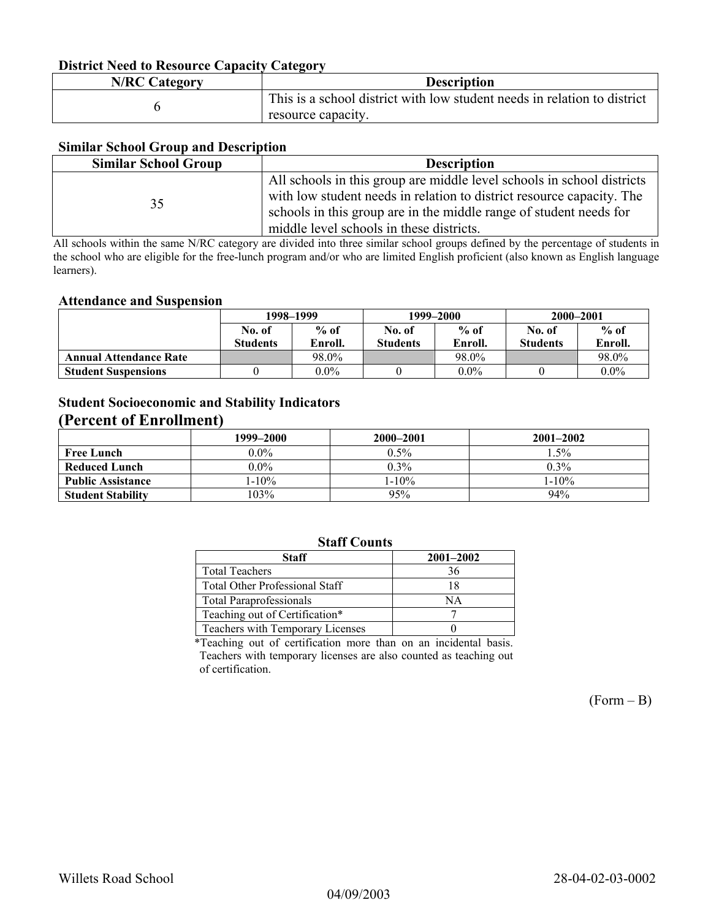### District Need to Resource Capacity Category

| N/RC Category | Description |
|---|---|
| 6 | This is a school district with low student needs in relation to district resource capacity. |

### Similar School Group and Description

| Similar School Group | Description |
|---|---|
| 35 | All schools in this group are middle level schools in school districts with low student needs in relation to district resource capacity. The schools in this group are in the middle range of student needs for middle level schools in these districts. |

All schools within the same N/RC category are divided into three similar school groups defined by the percentage of students in the school who are eligible for the free-lunch program and/or who are limited English proficient (also known as English language learners).

### Attendance and Suspension

| | 1998–1999 | | 1999–2000 | | 2000–2001 | |
|---|---|---|---|---|---|---|
| | No. of Students | % of Enroll. | No. of Students | % of Enroll. | No. of Students | % of Enroll. |
| **Annual Attendance Rate** | | 98.0% | | 98.0% | | 98.0% |
| **Student Suspensions** | 0 | 0.0% | 0 | 0.0% | 0 | 0.0% |

### Student Socioeconomic and Stability Indicators
## (Percent of Enrollment)

| | 1999–2000 | 2000–2001 | 2001–2002 |
|---|---|---|---|
| **Free Lunch** | 0.0% | 0.5% | 1.5% |
| **Reduced Lunch** | 0.0% | 0.3% | 0.3% |
| **Public Assistance** | 1-10% | 1-10% | 1-10% |
| **Student Stability** | 103% | 95% | 94% |

### Staff Counts

| Staff | 2001–2002 |
|---|---|
| Total Teachers | 36 |
| Total Other Professional Staff | 18 |
| Total Paraprofessionals | NA |
| Teaching out of Certification* | 7 |
| Teachers with Temporary Licenses | 0 |

*Teaching out of certification more than on an incidental basis. Teachers with temporary licenses are also counted as teaching out of certification.

(Form – B)

Willets Road School 28-04-02-03-0002

04/09/2003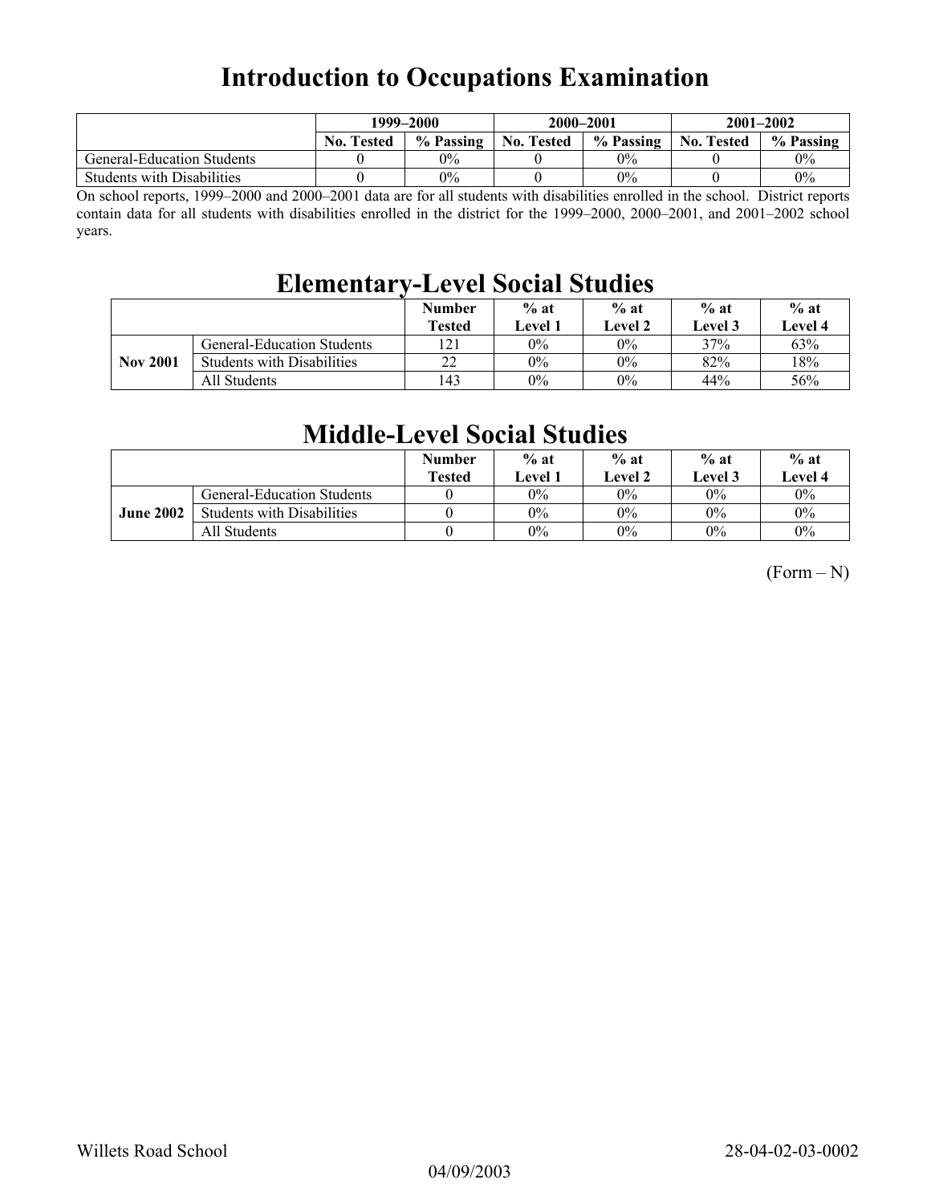# Introduction to Occupations Examination

| | 1999–2000 | | 2000–2001 | | 2001–2002 | |
|---|---|---|---|---|---|---|
| | No. Tested | % Passing | No. Tested | % Passing | No. Tested | % Passing |
| General-Education Students | 0 | 0% | 0 | 0% | 0 | 0% |
| Students with Disabilities | 0 | 0% | 0 | 0% | 0 | 0% |

On school reports, 1999–2000 and 2000–2001 data are for all students with disabilities enrolled in the school. District reports contain data for all students with disabilities enrolled in the district for the 1999–2000, 2000–2001, and 2001–2002 school years.

# Elementary-Level Social Studies

| | | Number Tested | % at Level 1 | % at Level 2 | % at Level 3 | % at Level 4 |
|---|---|---|---|---|---|---|
| **Nov 2001** | General-Education Students | 121 | 0% | 0% | 37% | 63% |
| | Students with Disabilities | 22 | 0% | 0% | 82% | 18% |
| | All Students | 143 | 0% | 0% | 44% | 56% |

# Middle-Level Social Studies

| | | Number Tested | % at Level 1 | % at Level 2 | % at Level 3 | % at Level 4 |
|---|---|---|---|---|---|---|
| **June 2002** | General-Education Students | 0 | 0% | 0% | 0% | 0% |
| | Students with Disabilities | 0 | 0% | 0% | 0% | 0% |
| | All Students | 0 | 0% | 0% | 0% | 0% |

(Form – N)